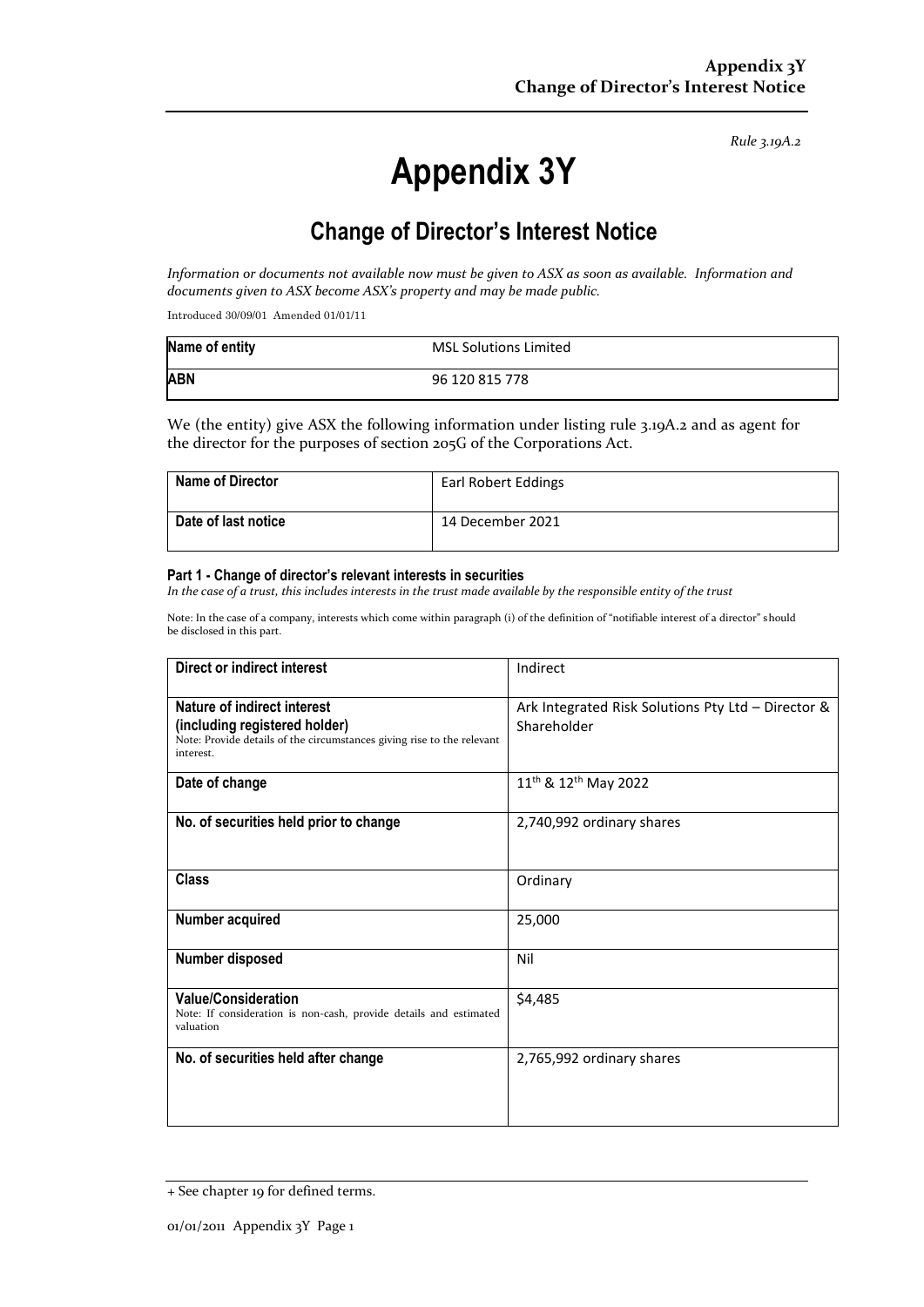*Rule 3.19A.2*

# Appendix 3Y

## Change of Director's Interest Notice

*Information or documents not available now must be given to ASX as soon as available. Information and documents given to ASX become ASX's property and may be made public.*

Introduced 30/09/01 Amended 01/01/11

| **Name of entity** | MSL Solutions Limited |
| --- | --- |
| **ABN** | 96 120 815 778 |

We (the entity) give ASX the following information under listing rule 3.19A.2 and as agent for the director for the purposes of section 205G of the Corporations Act.

| **Name of Director** | Earl Robert Eddings |
| --- | --- |
| **Date of last notice** | 14 December 2021 |

#### Part 1 - Change of director's relevant interests in securities

*In the case of a trust, this includes interests in the trust made available by the responsible entity of the trust*

Note: In the case of a company, interests which come within paragraph (i) of the definition of "notifiable interest of a director" should be disclosed in this part.

| **Direct or indirect interest** | Indirect |
| --- | --- |
| **Nature of indirect interest (including registered holder)** Note: Provide details of the circumstances giving rise to the relevant interest. | Ark Integrated Risk Solutions Pty Ltd – Director & Shareholder |
| **Date of change** | 11th & 12th May 2022 |
| **No. of securities held prior to change** | 2,740,992 ordinary shares |
| **Class** | Ordinary |
| **Number acquired** | 25,000 |
| **Number disposed** | Nil |
| **Value/Consideration** Note: If consideration is non-cash, provide details and estimated valuation | $4,485 |
| **No. of securities held after change** | 2,765,992 ordinary shares |

+ See chapter 19 for defined terms.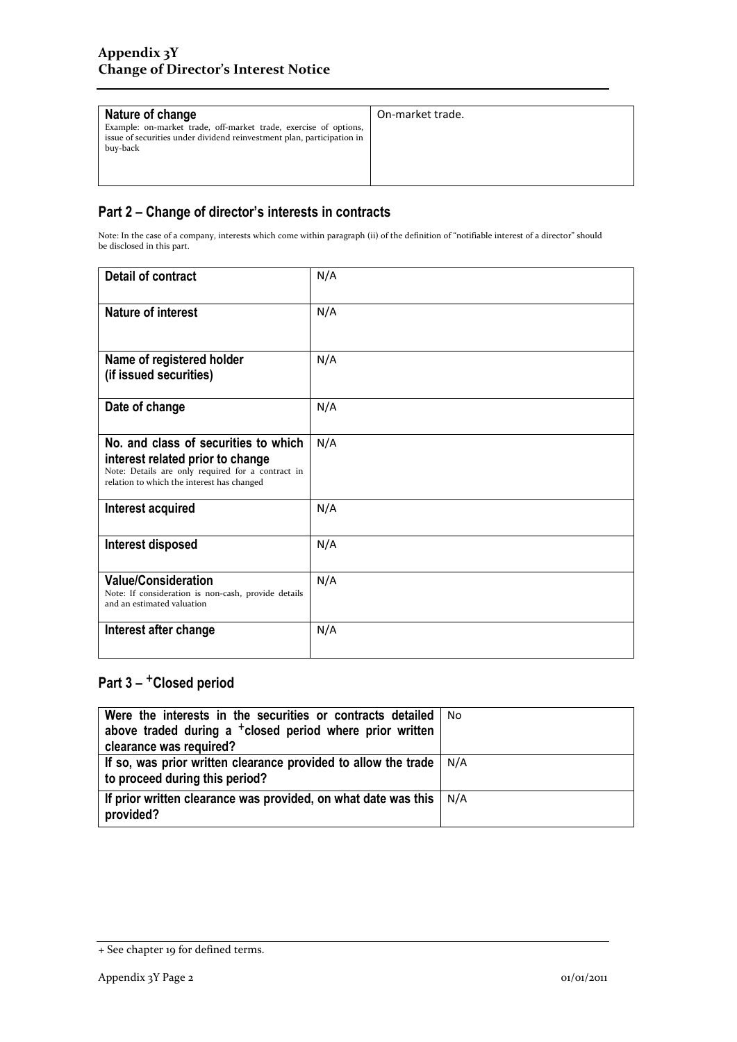| | |
|---|---|
| **Nature of change**<br>Example: on-market trade, off-market trade, exercise of options, issue of securities under dividend reinvestment plan, participation in buy-back | On-market trade. |

## Part 2 – Change of director's interests in contracts

Note: In the case of a company, interests which come within paragraph (ii) of the definition of "notifiable interest of a director" should be disclosed in this part.

| | |
|---|---|
| **Detail of contract** | N/A |
| **Nature of interest** | N/A |
| **Name of registered holder (if issued securities)** | N/A |
| **Date of change** | N/A |
| **No. and class of securities to which interest related prior to change**<br>Note: Details are only required for a contract in relation to which the interest has changed | N/A |
| **Interest acquired** | N/A |
| **Interest disposed** | N/A |
| **Value/Consideration**<br>Note: If consideration is non-cash, provide details and an estimated valuation | N/A |
| **Interest after change** | N/A |

## Part 3 – +Closed period

| | |
|---|---|
| **Were the interests in the securities or contracts detailed above traded during a +closed period where prior written clearance was required?** | No |
| **If so, was prior written clearance provided to allow the trade to proceed during this period?** | N/A |
| **If prior written clearance was provided, on what date was this provided?** | N/A |

+ See chapter 19 for defined terms.